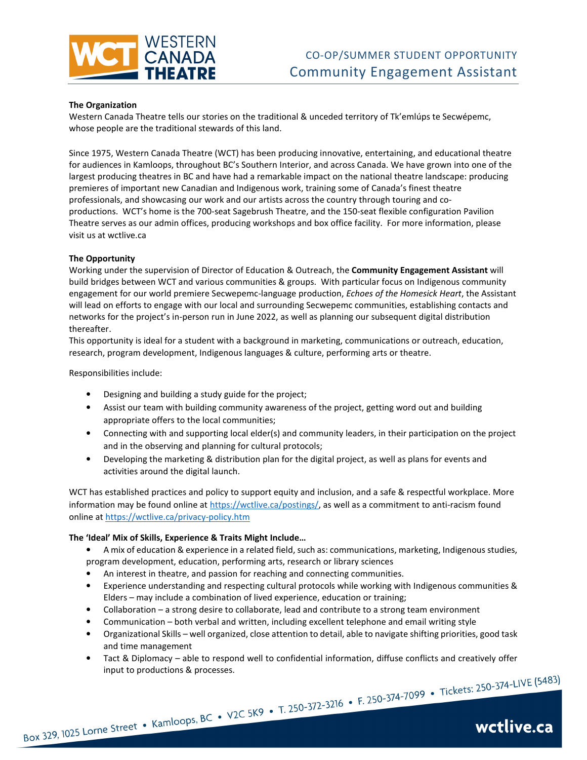# CO-OP/SUMMER STUDENT OPPORTUNITY
## Community Engagement Assistant

**The Organization**

Western Canada Theatre tells our stories on the traditional & unceded territory of Tk'emlúps te Secwépemc, whose people are the traditional stewards of this land.

Since 1975, Western Canada Theatre (WCT) has been producing innovative, entertaining, and educational theatre for audiences in Kamloops, throughout BC's Southern Interior, and across Canada. We have grown into one of the largest producing theatres in BC and have had a remarkable impact on the national theatre landscape: producing premieres of important new Canadian and Indigenous work, training some of Canada's finest theatre professionals, and showcasing our work and our artists across the country through touring and co-productions. WCT's home is the 700-seat Sagebrush Theatre, and the 150-seat flexible configuration Pavilion Theatre serves as our admin offices, producing workshops and box office facility. For more information, please visit us at wctlive.ca

**The Opportunity**

Working under the supervision of Director of Education & Outreach, the **Community Engagement Assistant** will build bridges between WCT and various communities & groups. With particular focus on Indigenous community engagement for our world premiere Secwepemc-language production, *Echoes of the Homesick Heart*, the Assistant will lead on efforts to engage with our local and surrounding Secwepemc communities, establishing contacts and networks for the project's in-person run in June 2022, as well as planning our subsequent digital distribution thereafter.

This opportunity is ideal for a student with a background in marketing, communications or outreach, education, research, program development, Indigenous languages & culture, performing arts or theatre.

Responsibilities include:

- Designing and building a study guide for the project;
- Assist our team with building community awareness of the project, getting word out and building appropriate offers to the local communities;
- Connecting with and supporting local elder(s) and community leaders, in their participation on the project and in the observing and planning for cultural protocols;
- Developing the marketing & distribution plan for the digital project, as well as plans for events and activities around the digital launch.

WCT has established practices and policy to support equity and inclusion, and a safe & respectful workplace. More information may be found online at https://wctlive.ca/postings/, as well as a commitment to anti-racism found online at https://wctlive.ca/privacy-policy.htm

**The 'Ideal' Mix of Skills, Experience & Traits Might Include…**

- A mix of education & experience in a related field, such as: communications, marketing, Indigenous studies, program development, education, performing arts, research or library sciences
- An interest in theatre, and passion for reaching and connecting communities.
- Experience understanding and respecting cultural protocols while working with Indigenous communities & Elders – may include a combination of lived experience, education or training;
- Collaboration – a strong desire to collaborate, lead and contribute to a strong team environment
- Communication – both verbal and written, including excellent telephone and email writing style
- Organizational Skills – well organized, close attention to detail, able to navigate shifting priorities, good task and time management
- Tact & Diplomacy – able to respond well to confidential information, diffuse conflicts and creatively offer input to productions & processes.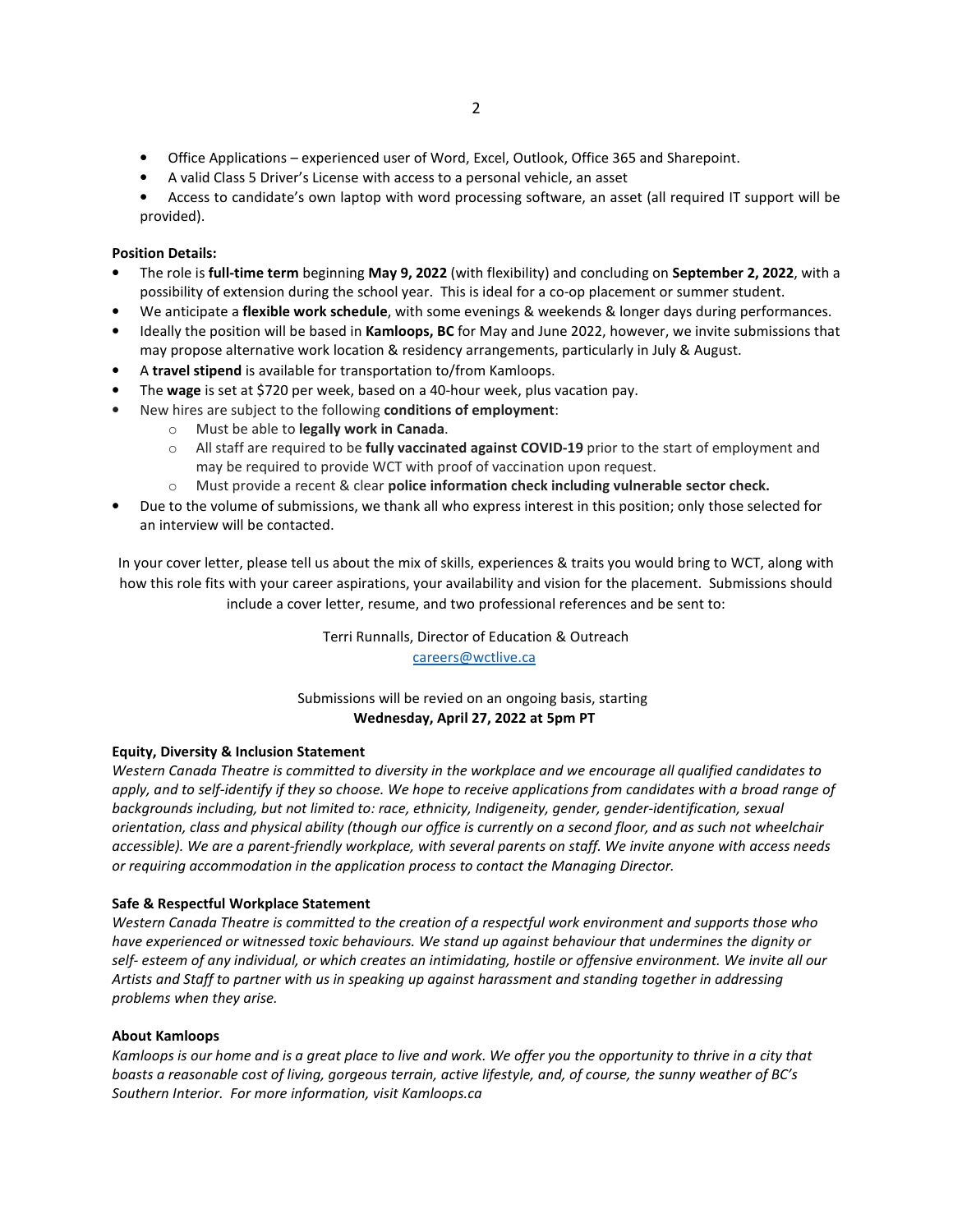- Office Applications – experienced user of Word, Excel, Outlook, Office 365 and Sharepoint.
- A valid Class 5 Driver's License with access to a personal vehicle, an asset
- Access to candidate's own laptop with word processing software, an asset (all required IT support will be provided).

**Position Details:**

- The role is **full-time term** beginning **May 9, 2022** (with flexibility) and concluding on **September 2, 2022**, with a possibility of extension during the school year. This is ideal for a co-op placement or summer student.
- We anticipate a **flexible work schedule**, with some evenings & weekends & longer days during performances.
- Ideally the position will be based in **Kamloops, BC** for May and June 2022, however, we invite submissions that may propose alternative work location & residency arrangements, particularly in July & August.
- A **travel stipend** is available for transportation to/from Kamloops.
- The **wage** is set at $720 per week, based on a 40-hour week, plus vacation pay.
- New hires are subject to the following **conditions of employment**:
  - Must be able to **legally work in Canada**.
  - All staff are required to be **fully vaccinated against COVID-19** prior to the start of employment and may be required to provide WCT with proof of vaccination upon request.
  - Must provide a recent & clear **police information check including vulnerable sector check.**
- Due to the volume of submissions, we thank all who express interest in this position; only those selected for an interview will be contacted.

In your cover letter, please tell us about the mix of skills, experiences & traits you would bring to WCT, along with how this role fits with your career aspirations, your availability and vision for the placement. Submissions should include a cover letter, resume, and two professional references and be sent to:

Terri Runnalls, Director of Education & Outreach
careers@wctlive.ca

Submissions will be revied on an ongoing basis, starting
**Wednesday, April 27, 2022 at 5pm PT**

**Equity, Diversity & Inclusion Statement**

*Western Canada Theatre is committed to diversity in the workplace and we encourage all qualified candidates to apply, and to self-identify if they so choose. We hope to receive applications from candidates with a broad range of backgrounds including, but not limited to: race, ethnicity, Indigeneity, gender, gender-identification, sexual orientation, class and physical ability (though our office is currently on a second floor, and as such not wheelchair accessible). We are a parent-friendly workplace, with several parents on staff. We invite anyone with access needs or requiring accommodation in the application process to contact the Managing Director.*

**Safe & Respectful Workplace Statement**

*Western Canada Theatre is committed to the creation of a respectful work environment and supports those who have experienced or witnessed toxic behaviours. We stand up against behaviour that undermines the dignity or self- esteem of any individual, or which creates an intimidating, hostile or offensive environment. We invite all our Artists and Staff to partner with us in speaking up against harassment and standing together in addressing problems when they arise.*

**About Kamloops**

*Kamloops is our home and is a great place to live and work. We offer you the opportunity to thrive in a city that boasts a reasonable cost of living, gorgeous terrain, active lifestyle, and, of course, the sunny weather of BC's Southern Interior. For more information, visit Kamloops.ca*